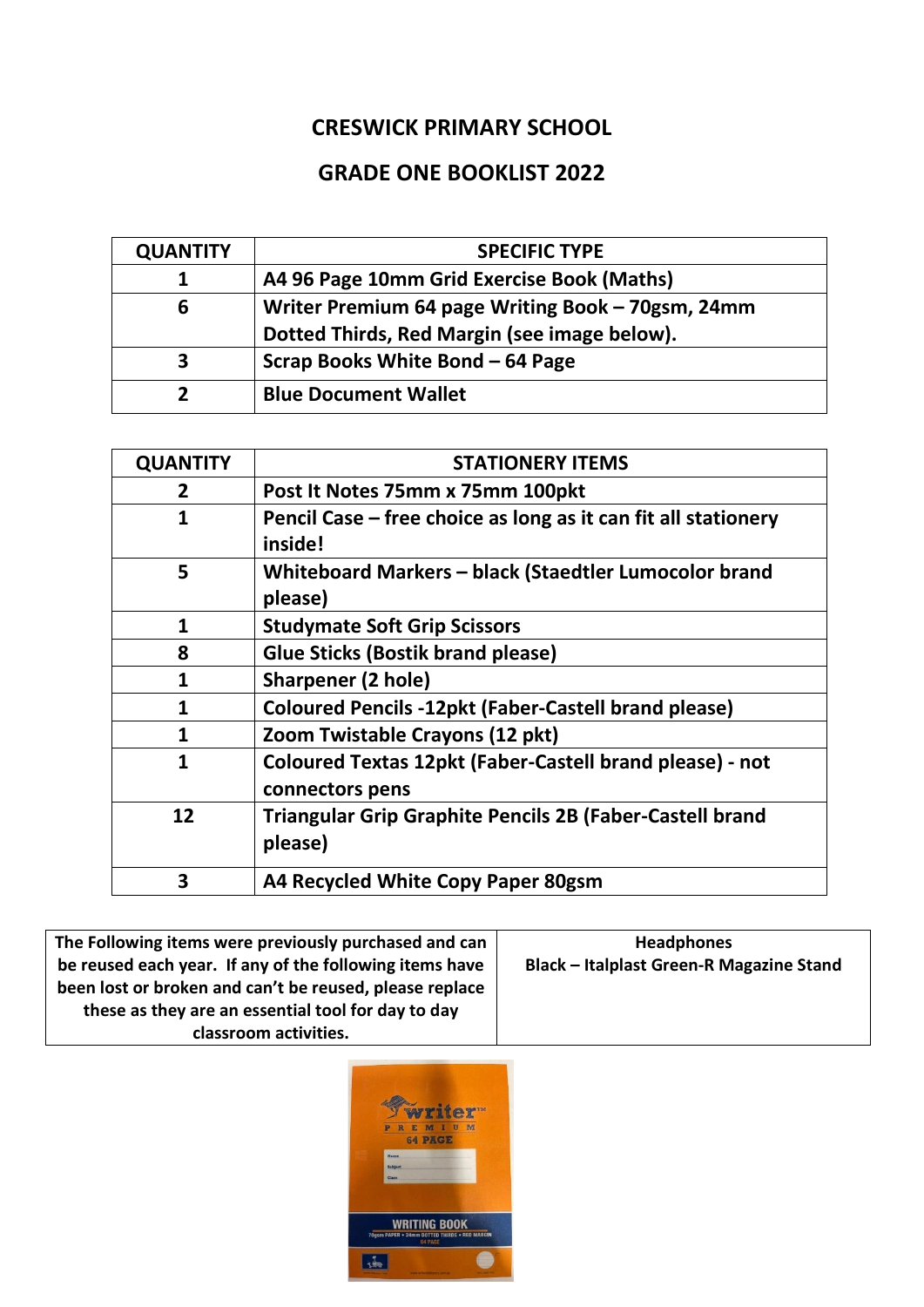# CRESWICK PRIMARY SCHOOL

## GRADE ONE BOOKLIST 2022

| QUANTITY | SPECIFIC TYPE |
|---|---|
| 1 | A4 96 Page 10mm Grid Exercise Book (Maths) |
| 6 | Writer Premium 64 page Writing Book – 70gsm, 24mm Dotted Thirds, Red Margin (see image below). |
| 3 | Scrap Books White Bond – 64 Page |
| 2 | Blue Document Wallet |

| QUANTITY | STATIONERY ITEMS |
|---|---|
| 2 | Post It Notes 75mm x 75mm 100pkt |
| 1 | Pencil Case – free choice as long as it can fit all stationery inside! |
| 5 | Whiteboard Markers – black (Staedtler Lumocolor brand please) |
| 1 | Studymate Soft Grip Scissors |
| 8 | Glue Sticks (Bostik brand please) |
| 1 | Sharpener (2 hole) |
| 1 | Coloured Pencils -12pkt (Faber-Castell brand please) |
| 1 | Zoom Twistable Crayons (12 pkt) |
| 1 | Coloured Textas 12pkt (Faber-Castell brand please) - not connectors pens |
| 12 | Triangular Grip Graphite Pencils 2B (Faber-Castell brand please) |
| 3 | A4 Recycled White Copy Paper 80gsm |

| The Following items were previously purchased and can be reused each year. If any of the following items have been lost or broken and can't be reused, please replace these as they are an essential tool for day to day classroom activities. | Headphones<br>Black – Italplast Green-R Magazine Stand |
|---|---|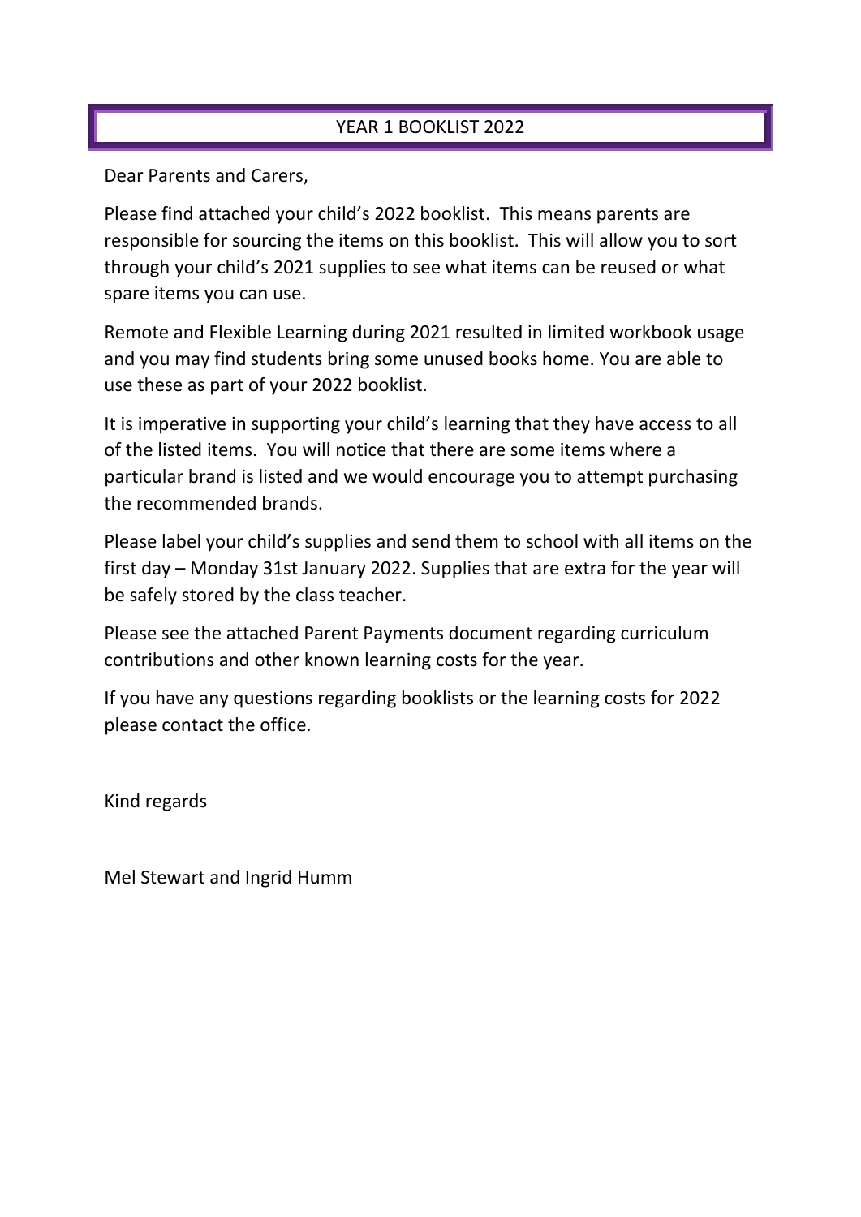# YEAR 1 BOOKLIST 2022

Dear Parents and Carers,

Please find attached your child's 2022 booklist. This means parents are responsible for sourcing the items on this booklist. This will allow you to sort through your child's 2021 supplies to see what items can be reused or what spare items you can use.

Remote and Flexible Learning during 2021 resulted in limited workbook usage and you may find students bring some unused books home. You are able to use these as part of your 2022 booklist.

It is imperative in supporting your child's learning that they have access to all of the listed items. You will notice that there are some items where a particular brand is listed and we would encourage you to attempt purchasing the recommended brands.

Please label your child's supplies and send them to school with all items on the first day – Monday 31st January 2022. Supplies that are extra for the year will be safely stored by the class teacher.

Please see the attached Parent Payments document regarding curriculum contributions and other known learning costs for the year.

If you have any questions regarding booklists or the learning costs for 2022 please contact the office.

Kind regards

Mel Stewart and Ingrid Humm